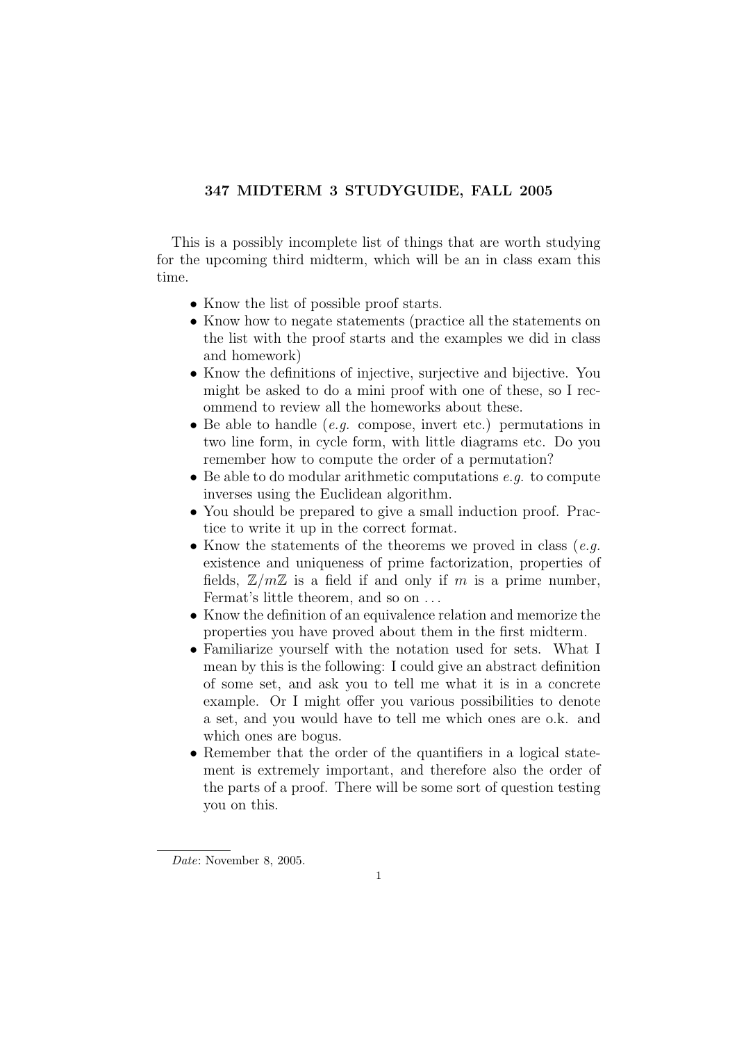# 347 MIDTERM 3 STUDYGUIDE, FALL 2005

This is a possibly incomplete list of things that are worth studying for the upcoming third midterm, which will be an in class exam this time.

- Know the list of possible proof starts.
- Know how to negate statements (practice all the statements on the list with the proof starts and the examples we did in class and homework)
- Know the definitions of injective, surjective and bijective. You might be asked to do a mini proof with one of these, so I recommend to review all the homeworks about these.
- Be able to handle (*e.g.* compose, invert etc.) permutations in two line form, in cycle form, with little diagrams etc. Do you remember how to compute the order of a permutation?
- Be able to do modular arithmetic computations *e.g.* to compute inverses using the Euclidean algorithm.
- You should be prepared to give a small induction proof. Practice to write it up in the correct format.
- Know the statements of the theorems we proved in class (*e.g.* existence and uniqueness of prime factorization, properties of fields, $\mathbb{Z}/m\mathbb{Z}$ is a field if and only if $m$ is a prime number, Fermat's little theorem, and so on ...
- Know the definition of an equivalence relation and memorize the properties you have proved about them in the first midterm.
- Familiarize yourself with the notation used for sets. What I mean by this is the following: I could give an abstract definition of some set, and ask you to tell me what it is in a concrete example. Or I might offer you various possibilities to denote a set, and you would have to tell me which ones are o.k. and which ones are bogus.
- Remember that the order of the quantifiers in a logical statement is extremely important, and therefore also the order of the parts of a proof. There will be some sort of question testing you on this.

*Date*: November 8, 2005.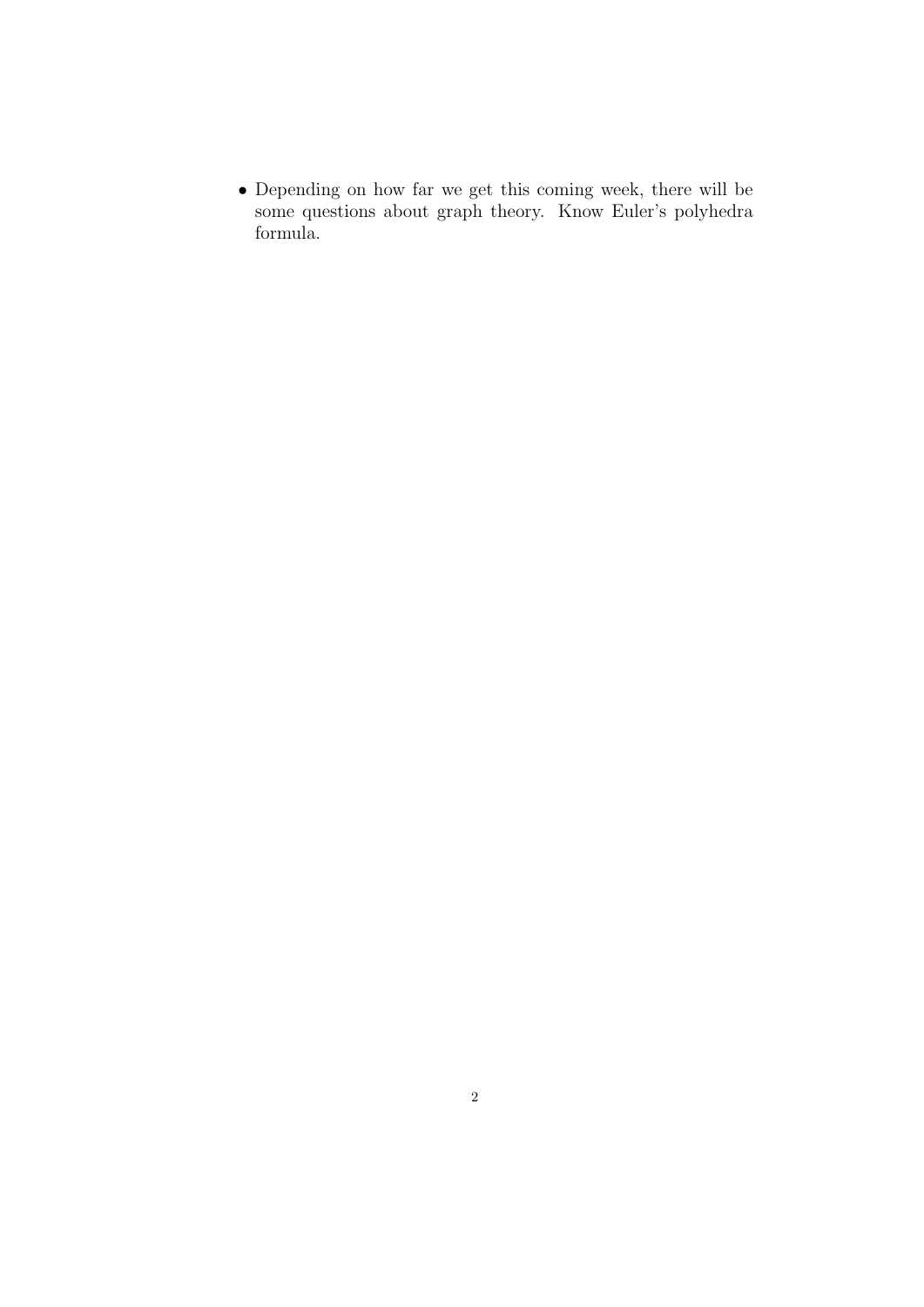- Depending on how far we get this coming week, there will be some questions about graph theory. Know Euler's polyhedra formula.